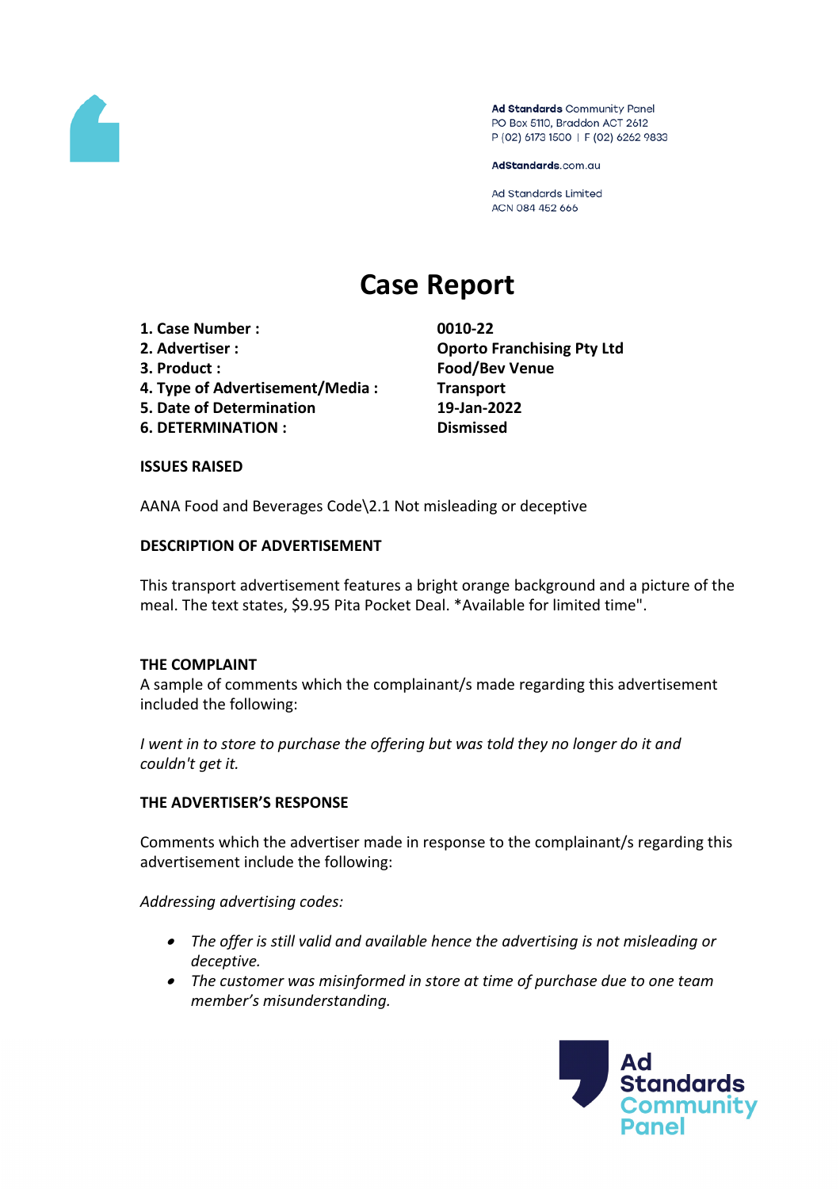Ad Standards Community Panel
PO Box 5110, Braddon ACT 2612
P (02) 6173 1500 | F (02) 6262 9833

AdStandards.com.au

Ad Standards Limited
ACN 084 452 666

# Case Report

| | |
|---|---|
| **1. Case Number :** | **0010-22** |
| **2. Advertiser :** | **Oporto Franchising Pty Ltd** |
| **3. Product :** | **Food/Bev Venue** |
| **4. Type of Advertisement/Media :** | **Transport** |
| **5. Date of Determination** | **19-Jan-2022** |
| **6. DETERMINATION :** | **Dismissed** |

**ISSUES RAISED**

AANA Food and Beverages Code\2.1 Not misleading or deceptive

**DESCRIPTION OF ADVERTISEMENT**

This transport advertisement features a bright orange background and a picture of the meal. The text states, $9.95 Pita Pocket Deal. *Available for limited time".

**THE COMPLAINT**

A sample of comments which the complainant/s made regarding this advertisement included the following:

*I went in to store to purchase the offering but was told they no longer do it and couldn't get it.*

**THE ADVERTISER'S RESPONSE**

Comments which the advertiser made in response to the complainant/s regarding this advertisement include the following:

*Addressing advertising codes:*

- *The offer is still valid and available hence the advertising is not misleading or deceptive.*
- *The customer was misinformed in store at time of purchase due to one team member's misunderstanding.*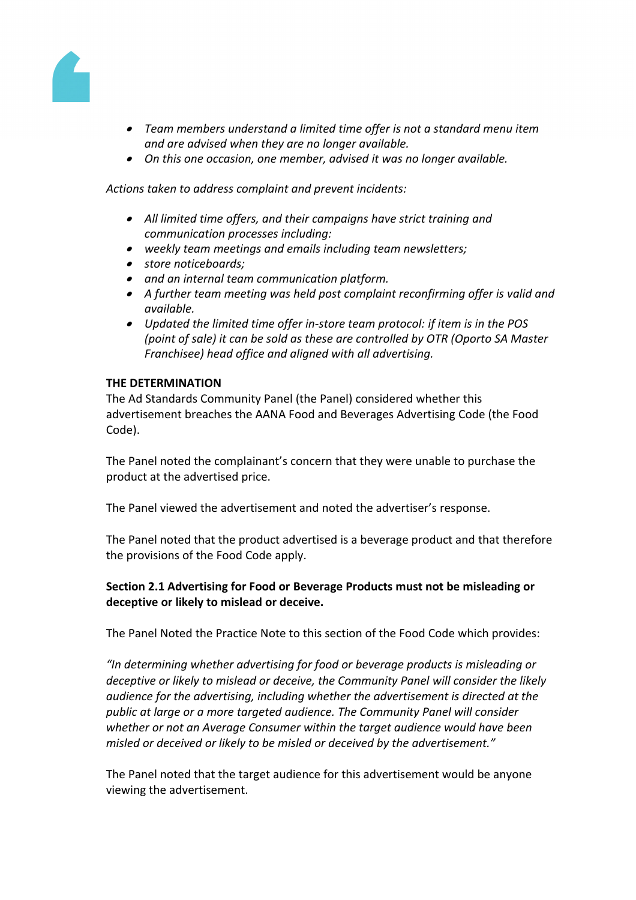- *Team members understand a limited time offer is not a standard menu item and are advised when they are no longer available.*
- *On this one occasion, one member, advised it was no longer available.*

*Actions taken to address complaint and prevent incidents:*

- *All limited time offers, and their campaigns have strict training and communication processes including:*
- *weekly team meetings and emails including team newsletters;*
- *store noticeboards;*
- *and an internal team communication platform.*
- *A further team meeting was held post complaint reconfirming offer is valid and available.*
- *Updated the limited time offer in-store team protocol: if item is in the POS (point of sale) it can be sold as these are controlled by OTR (Oporto SA Master Franchisee) head office and aligned with all advertising.*

**THE DETERMINATION**

The Ad Standards Community Panel (the Panel) considered whether this advertisement breaches the AANA Food and Beverages Advertising Code (the Food Code).

The Panel noted the complainant's concern that they were unable to purchase the product at the advertised price.

The Panel viewed the advertisement and noted the advertiser's response.

The Panel noted that the product advertised is a beverage product and that therefore the provisions of the Food Code apply.

**Section 2.1 Advertising for Food or Beverage Products must not be misleading or deceptive or likely to mislead or deceive.**

The Panel Noted the Practice Note to this section of the Food Code which provides:

*"In determining whether advertising for food or beverage products is misleading or deceptive or likely to mislead or deceive, the Community Panel will consider the likely audience for the advertising, including whether the advertisement is directed at the public at large or a more targeted audience. The Community Panel will consider whether or not an Average Consumer within the target audience would have been misled or deceived or likely to be misled or deceived by the advertisement."*

The Panel noted that the target audience for this advertisement would be anyone viewing the advertisement.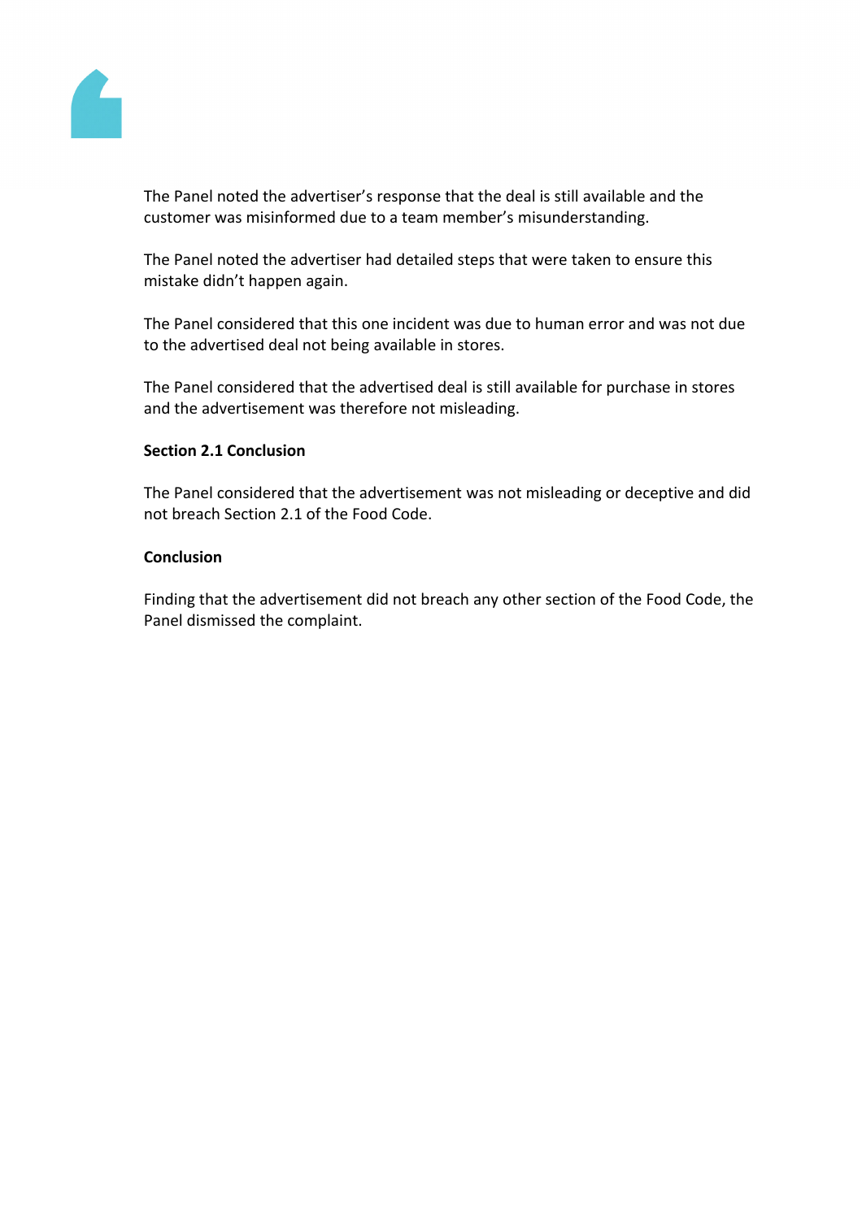The Panel noted the advertiser's response that the deal is still available and the customer was misinformed due to a team member's misunderstanding.

The Panel noted the advertiser had detailed steps that were taken to ensure this mistake didn't happen again.

The Panel considered that this one incident was due to human error and was not due to the advertised deal not being available in stores.

The Panel considered that the advertised deal is still available for purchase in stores and the advertisement was therefore not misleading.

**Section 2.1 Conclusion**

The Panel considered that the advertisement was not misleading or deceptive and did not breach Section 2.1 of the Food Code.

**Conclusion**

Finding that the advertisement did not breach any other section of the Food Code, the Panel dismissed the complaint.